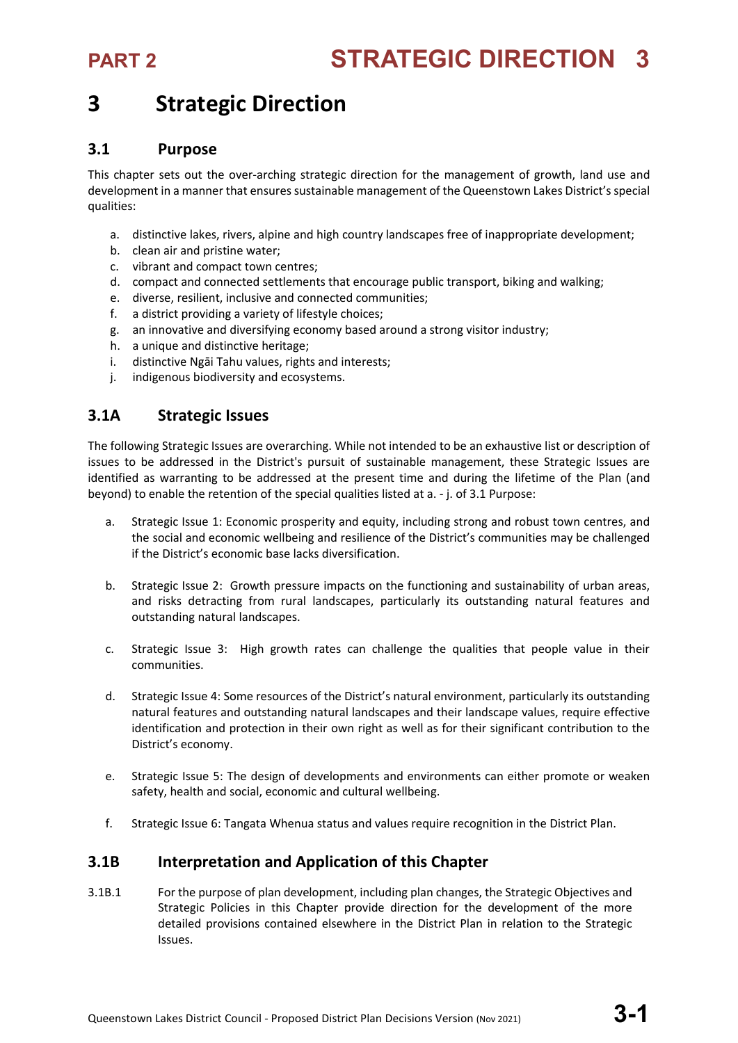# 3 Strategic Direction

## 3.1 Purpose

This chapter sets out the over-arching strategic direction for the management of growth, land use and development in a manner that ensures sustainable management of the Queenstown Lakes District's special qualities:

a. distinctive lakes, rivers, alpine and high country landscapes free of inappropriate development;
b. clean air and pristine water;
c. vibrant and compact town centres;
d. compact and connected settlements that encourage public transport, biking and walking;
e. diverse, resilient, inclusive and connected communities;
f. a district providing a variety of lifestyle choices;
g. an innovative and diversifying economy based around a strong visitor industry;
h. a unique and distinctive heritage;
i. distinctive Ngāi Tahu values, rights and interests;
j. indigenous biodiversity and ecosystems.

## 3.1A Strategic Issues

The following Strategic Issues are overarching. While not intended to be an exhaustive list or description of issues to be addressed in the District's pursuit of sustainable management, these Strategic Issues are identified as warranting to be addressed at the present time and during the lifetime of the Plan (and beyond) to enable the retention of the special qualities listed at a. - j. of 3.1 Purpose:

a. Strategic Issue 1: Economic prosperity and equity, including strong and robust town centres, and the social and economic wellbeing and resilience of the District's communities may be challenged if the District's economic base lacks diversification.

b. Strategic Issue 2: Growth pressure impacts on the functioning and sustainability of urban areas, and risks detracting from rural landscapes, particularly its outstanding natural features and outstanding natural landscapes.

c. Strategic Issue 3: High growth rates can challenge the qualities that people value in their communities.

d. Strategic Issue 4: Some resources of the District's natural environment, particularly its outstanding natural features and outstanding natural landscapes and their landscape values, require effective identification and protection in their own right as well as for their significant contribution to the District's economy.

e. Strategic Issue 5: The design of developments and environments can either promote or weaken safety, health and social, economic and cultural wellbeing.

f. Strategic Issue 6: Tangata Whenua status and values require recognition in the District Plan.

## 3.1B Interpretation and Application of this Chapter

3.1B.1 For the purpose of plan development, including plan changes, the Strategic Objectives and Strategic Policies in this Chapter provide direction for the development of the more detailed provisions contained elsewhere in the District Plan in relation to the Strategic Issues.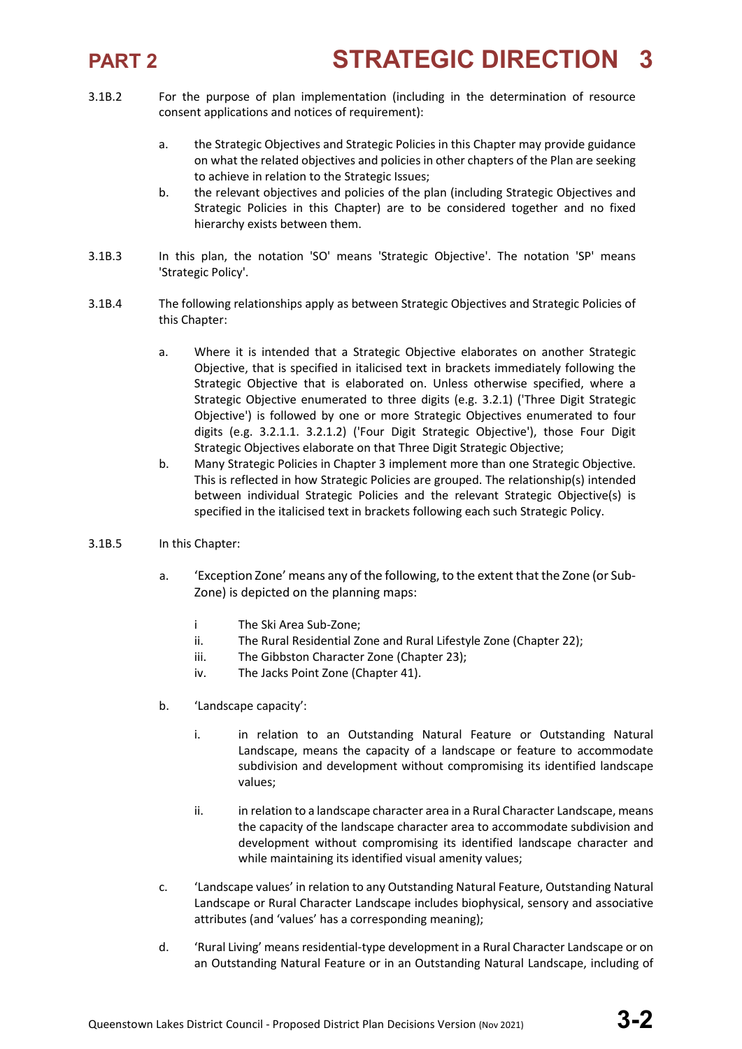3.1B.2 For the purpose of plan implementation (including in the determination of resource consent applications and notices of requirement):

a. the Strategic Objectives and Strategic Policies in this Chapter may provide guidance on what the related objectives and policies in other chapters of the Plan are seeking to achieve in relation to the Strategic Issues;

b. the relevant objectives and policies of the plan (including Strategic Objectives and Strategic Policies in this Chapter) are to be considered together and no fixed hierarchy exists between them.

3.1B.3 In this plan, the notation 'SO' means 'Strategic Objective'. The notation 'SP' means 'Strategic Policy'.

3.1B.4 The following relationships apply as between Strategic Objectives and Strategic Policies of this Chapter:

a. Where it is intended that a Strategic Objective elaborates on another Strategic Objective, that is specified in italicised text in brackets immediately following the Strategic Objective that is elaborated on. Unless otherwise specified, where a Strategic Objective enumerated to three digits (e.g. 3.2.1) ('Three Digit Strategic Objective') is followed by one or more Strategic Objectives enumerated to four digits (e.g. 3.2.1.1. 3.2.1.2) ('Four Digit Strategic Objective'), those Four Digit Strategic Objectives elaborate on that Three Digit Strategic Objective;

b. Many Strategic Policies in Chapter 3 implement more than one Strategic Objective. This is reflected in how Strategic Policies are grouped. The relationship(s) intended between individual Strategic Policies and the relevant Strategic Objective(s) is specified in the italicised text in brackets following each such Strategic Policy.

3.1B.5 In this Chapter:

a. 'Exception Zone' means any of the following, to the extent that the Zone (or Sub-Zone) is depicted on the planning maps:

   i The Ski Area Sub-Zone;
   
   ii. The Rural Residential Zone and Rural Lifestyle Zone (Chapter 22);
   
   iii. The Gibbston Character Zone (Chapter 23);
   
   iv. The Jacks Point Zone (Chapter 41).

b. 'Landscape capacity':

   i. in relation to an Outstanding Natural Feature or Outstanding Natural Landscape, means the capacity of a landscape or feature to accommodate subdivision and development without compromising its identified landscape values;

   ii. in relation to a landscape character area in a Rural Character Landscape, means the capacity of the landscape character area to accommodate subdivision and development without compromising its identified landscape character and while maintaining its identified visual amenity values;

c. 'Landscape values' in relation to any Outstanding Natural Feature, Outstanding Natural Landscape or Rural Character Landscape includes biophysical, sensory and associative attributes (and 'values' has a corresponding meaning);

d. 'Rural Living' means residential-type development in a Rural Character Landscape or on an Outstanding Natural Feature or in an Outstanding Natural Landscape, including of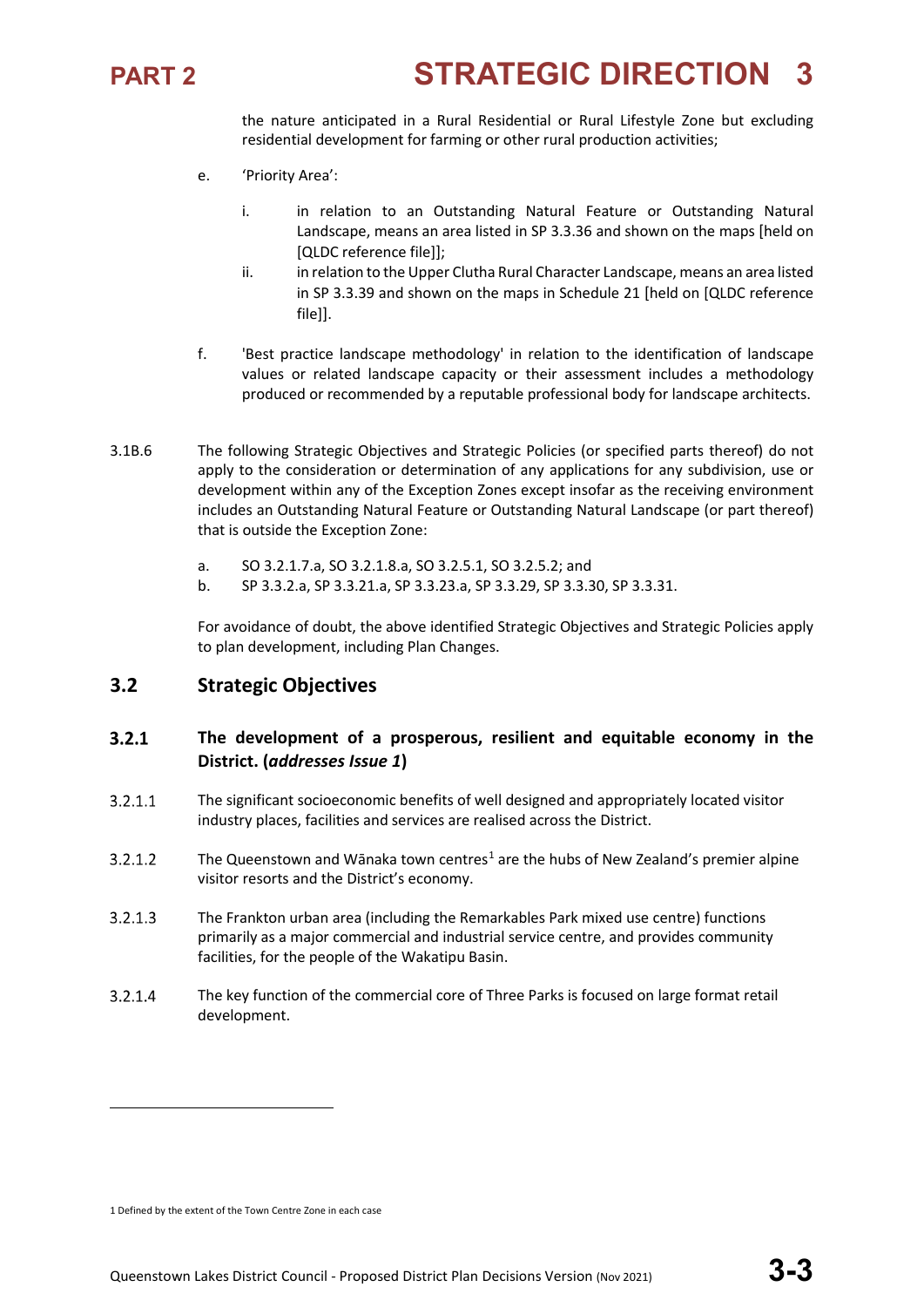the nature anticipated in a Rural Residential or Rural Lifestyle Zone but excluding residential development for farming or other rural production activities;

e. 'Priority Area':

   i. in relation to an Outstanding Natural Feature or Outstanding Natural Landscape, means an area listed in SP 3.3.36 and shown on the maps [held on [QLDC reference file]];

   ii. in relation to the Upper Clutha Rural Character Landscape, means an area listed in SP 3.3.39 and shown on the maps in Schedule 21 [held on [QLDC reference file]].

f. 'Best practice landscape methodology' in relation to the identification of landscape values or related landscape capacity or their assessment includes a methodology produced or recommended by a reputable professional body for landscape architects.

3.1B.6 The following Strategic Objectives and Strategic Policies (or specified parts thereof) do not apply to the consideration or determination of any applications for any subdivision, use or development within any of the Exception Zones except insofar as the receiving environment includes an Outstanding Natural Feature or Outstanding Natural Landscape (or part thereof) that is outside the Exception Zone:

a. SO 3.2.1.7.a, SO 3.2.1.8.a, SO 3.2.5.1, SO 3.2.5.2; and

b. SP 3.3.2.a, SP 3.3.21.a, SP 3.3.23.a, SP 3.3.29, SP 3.3.30, SP 3.3.31.

For avoidance of doubt, the above identified Strategic Objectives and Strategic Policies apply to plan development, including Plan Changes.

## 3.2 Strategic Objectives

### 3.2.1 The development of a prosperous, resilient and equitable economy in the District. (*addresses Issue 1*)

3.2.1.1 The significant socioeconomic benefits of well designed and appropriately located visitor industry places, facilities and services are realised across the District.

3.2.1.2 The Queenstown and Wānaka town centres[1] are the hubs of New Zealand's premier alpine visitor resorts and the District's economy.

3.2.1.3 The Frankton urban area (including the Remarkables Park mixed use centre) functions primarily as a major commercial and industrial service centre, and provides community facilities, for the people of the Wakatipu Basin.

3.2.1.4 The key function of the commercial core of Three Parks is focused on large format retail development.

1 Defined by the extent of the Town Centre Zone in each case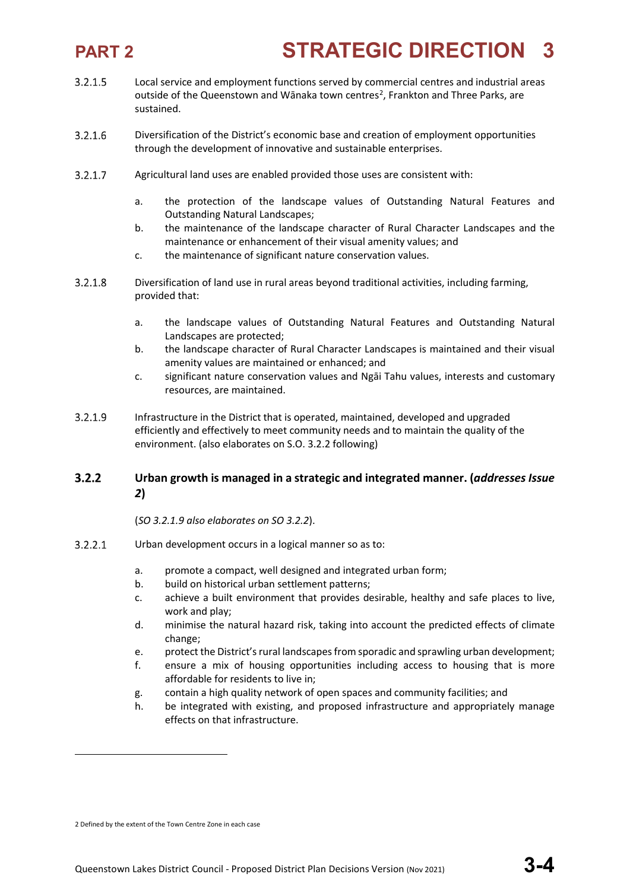3.2.1.5 Local service and employment functions served by commercial centres and industrial areas outside of the Queenstown and Wānaka town centres[2], Frankton and Three Parks, are sustained.

3.2.1.6 Diversification of the District's economic base and creation of employment opportunities through the development of innovative and sustainable enterprises.

3.2.1.7 Agricultural land uses are enabled provided those uses are consistent with:

a. the protection of the landscape values of Outstanding Natural Features and Outstanding Natural Landscapes;
b. the maintenance of the landscape character of Rural Character Landscapes and the maintenance or enhancement of their visual amenity values; and
c. the maintenance of significant nature conservation values.

3.2.1.8 Diversification of land use in rural areas beyond traditional activities, including farming, provided that:

a. the landscape values of Outstanding Natural Features and Outstanding Natural Landscapes are protected;
b. the landscape character of Rural Character Landscapes is maintained and their visual amenity values are maintained or enhanced; and
c. significant nature conservation values and Ngāi Tahu values, interests and customary resources, are maintained.

3.2.1.9 Infrastructure in the District that is operated, maintained, developed and upgraded efficiently and effectively to meet community needs and to maintain the quality of the environment. (also elaborates on S.O. 3.2.2 following)

### 3.2.2 Urban growth is managed in a strategic and integrated manner. (*addresses Issue 2*)

(*SO 3.2.1.9 also elaborates on SO 3.2.2*).

3.2.2.1 Urban development occurs in a logical manner so as to:

a. promote a compact, well designed and integrated urban form;
b. build on historical urban settlement patterns;
c. achieve a built environment that provides desirable, healthy and safe places to live, work and play;
d. minimise the natural hazard risk, taking into account the predicted effects of climate change;
e. protect the District's rural landscapes from sporadic and sprawling urban development;
f. ensure a mix of housing opportunities including access to housing that is more affordable for residents to live in;
g. contain a high quality network of open spaces and community facilities; and
h. be integrated with existing, and proposed infrastructure and appropriately manage effects on that infrastructure.

---

[2] Defined by the extent of the Town Centre Zone in each case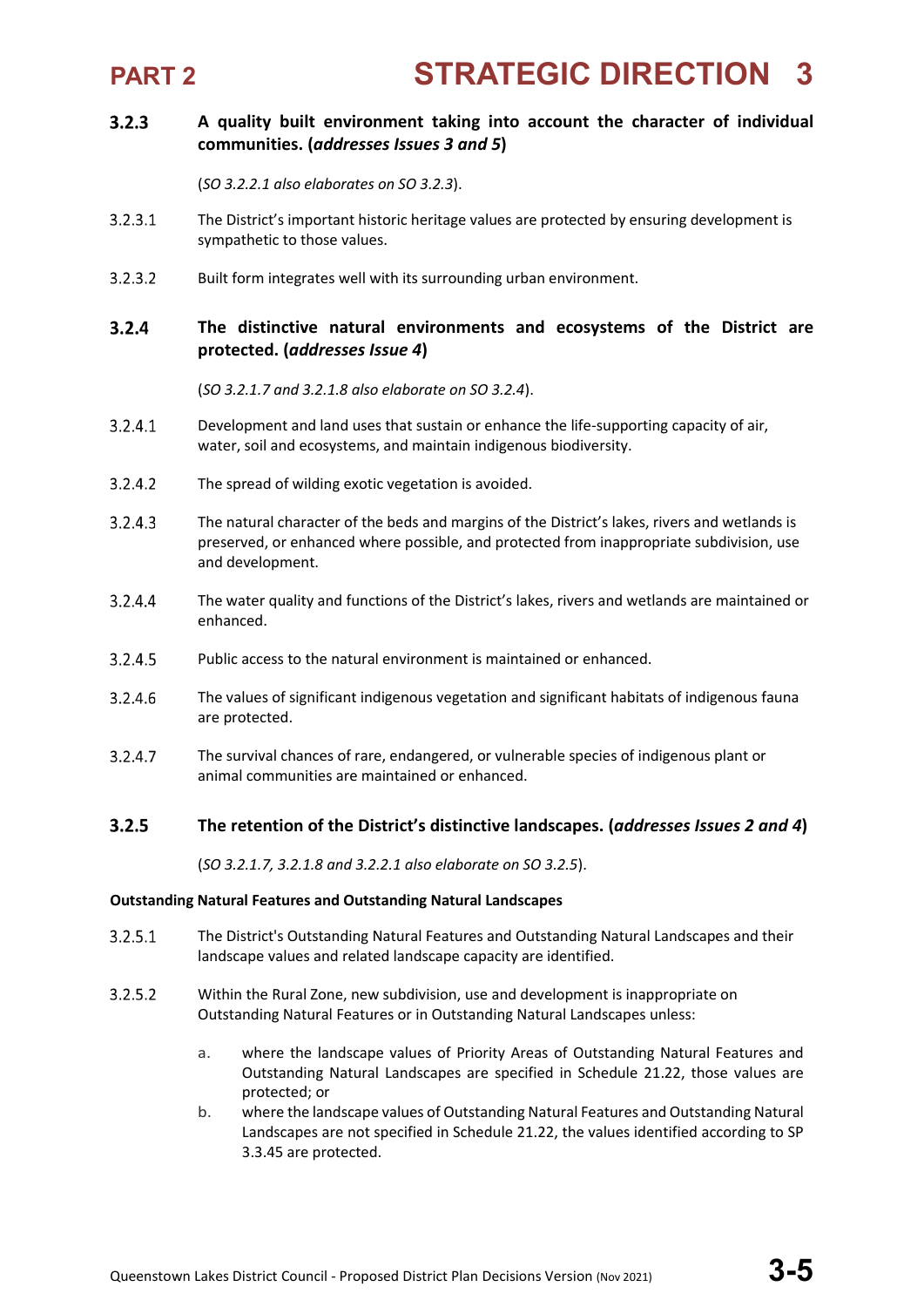### 3.2.3 A quality built environment taking into account the character of individual communities. (*addresses Issues 3 and 5*)

(*SO 3.2.2.1 also elaborates on SO 3.2.3*).

3.2.3.1 The District's important historic heritage values are protected by ensuring development is sympathetic to those values.

3.2.3.2 Built form integrates well with its surrounding urban environment.

### 3.2.4 The distinctive natural environments and ecosystems of the District are protected. (*addresses Issue 4*)

(*SO 3.2.1.7 and 3.2.1.8 also elaborate on SO 3.2.4*).

3.2.4.1 Development and land uses that sustain or enhance the life-supporting capacity of air, water, soil and ecosystems, and maintain indigenous biodiversity.

3.2.4.2 The spread of wilding exotic vegetation is avoided.

3.2.4.3 The natural character of the beds and margins of the District's lakes, rivers and wetlands is preserved, or enhanced where possible, and protected from inappropriate subdivision, use and development.

3.2.4.4 The water quality and functions of the District's lakes, rivers and wetlands are maintained or enhanced.

3.2.4.5 Public access to the natural environment is maintained or enhanced.

3.2.4.6 The values of significant indigenous vegetation and significant habitats of indigenous fauna are protected.

3.2.4.7 The survival chances of rare, endangered, or vulnerable species of indigenous plant or animal communities are maintained or enhanced.

### 3.2.5 The retention of the District's distinctive landscapes. (*addresses Issues 2 and 4*)

(*SO 3.2.1.7, 3.2.1.8 and 3.2.2.1 also elaborate on SO 3.2.5*).

**Outstanding Natural Features and Outstanding Natural Landscapes**

3.2.5.1 The District's Outstanding Natural Features and Outstanding Natural Landscapes and their landscape values and related landscape capacity are identified.

3.2.5.2 Within the Rural Zone, new subdivision, use and development is inappropriate on Outstanding Natural Features or in Outstanding Natural Landscapes unless:

a. where the landscape values of Priority Areas of Outstanding Natural Features and Outstanding Natural Landscapes are specified in Schedule 21.22, those values are protected; or

b. where the landscape values of Outstanding Natural Features and Outstanding Natural Landscapes are not specified in Schedule 21.22, the values identified according to SP 3.3.45 are protected.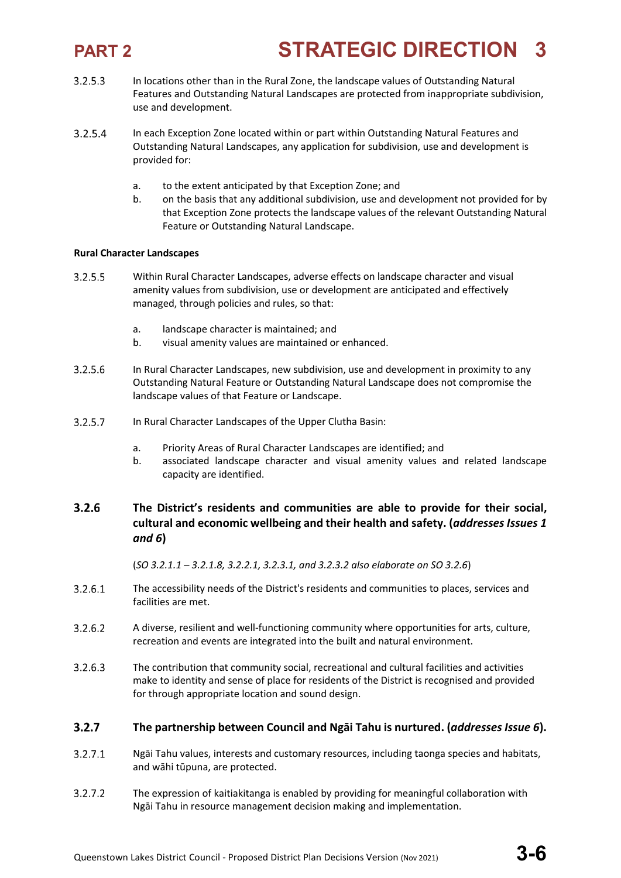3.2.5.3 In locations other than in the Rural Zone, the landscape values of Outstanding Natural Features and Outstanding Natural Landscapes are protected from inappropriate subdivision, use and development.

3.2.5.4 In each Exception Zone located within or part within Outstanding Natural Features and Outstanding Natural Landscapes, any application for subdivision, use and development is provided for:

a. to the extent anticipated by that Exception Zone; and
b. on the basis that any additional subdivision, use and development not provided for by that Exception Zone protects the landscape values of the relevant Outstanding Natural Feature or Outstanding Natural Landscape.

**Rural Character Landscapes**

3.2.5.5 Within Rural Character Landscapes, adverse effects on landscape character and visual amenity values from subdivision, use or development are anticipated and effectively managed, through policies and rules, so that:

a. landscape character is maintained; and
b. visual amenity values are maintained or enhanced.

3.2.5.6 In Rural Character Landscapes, new subdivision, use and development in proximity to any Outstanding Natural Feature or Outstanding Natural Landscape does not compromise the landscape values of that Feature or Landscape.

3.2.5.7 In Rural Character Landscapes of the Upper Clutha Basin:

a. Priority Areas of Rural Character Landscapes are identified; and
b. associated landscape character and visual amenity values and related landscape capacity are identified.

### 3.2.6 The District's residents and communities are able to provide for their social, cultural and economic wellbeing and their health and safety. (*addresses Issues 1 and 6*)

(*SO 3.2.1.1 – 3.2.1.8, 3.2.2.1, 3.2.3.1, and 3.2.3.2 also elaborate on SO 3.2.6*)

3.2.6.1 The accessibility needs of the District's residents and communities to places, services and facilities are met.

3.2.6.2 A diverse, resilient and well-functioning community where opportunities for arts, culture, recreation and events are integrated into the built and natural environment.

3.2.6.3 The contribution that community social, recreational and cultural facilities and activities make to identity and sense of place for residents of the District is recognised and provided for through appropriate location and sound design.

### 3.2.7 The partnership between Council and Ngāi Tahu is nurtured. (*addresses Issue 6*).

3.2.7.1 Ngāi Tahu values, interests and customary resources, including taonga species and habitats, and wāhi tūpuna, are protected.

3.2.7.2 The expression of kaitiakitanga is enabled by providing for meaningful collaboration with Ngāi Tahu in resource management decision making and implementation.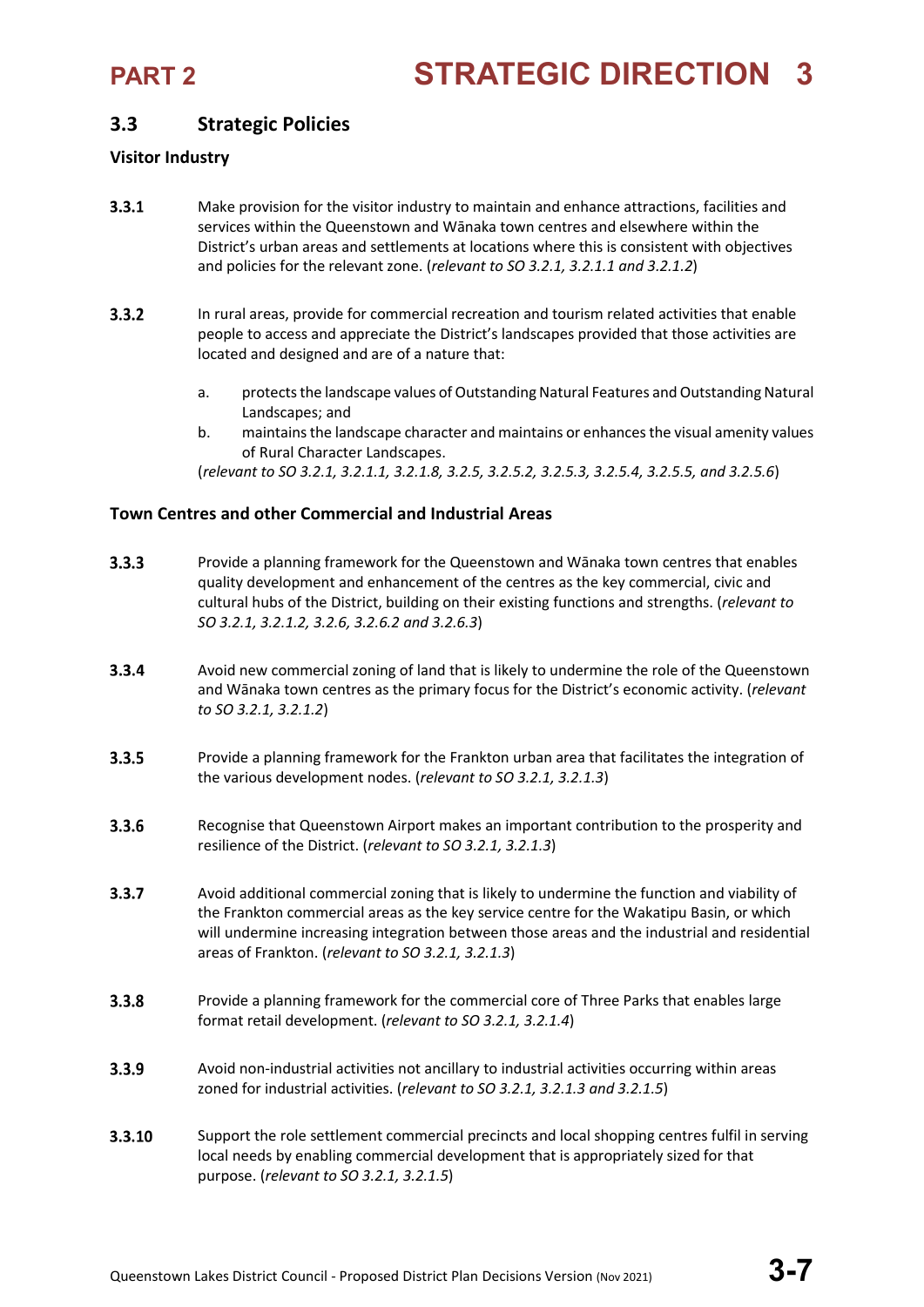## 3.3 Strategic Policies

### Visitor Industry

**3.3.1** Make provision for the visitor industry to maintain and enhance attractions, facilities and services within the Queenstown and Wānaka town centres and elsewhere within the District's urban areas and settlements at locations where this is consistent with objectives and policies for the relevant zone. (*relevant to SO 3.2.1, 3.2.1.1 and 3.2.1.2*)

**3.3.2** In rural areas, provide for commercial recreation and tourism related activities that enable people to access and appreciate the District's landscapes provided that those activities are located and designed and are of a nature that:

a. protects the landscape values of Outstanding Natural Features and Outstanding Natural Landscapes; and
b. maintains the landscape character and maintains or enhances the visual amenity values of Rural Character Landscapes.

(*relevant to SO 3.2.1, 3.2.1.1, 3.2.1.8, 3.2.5, 3.2.5.2, 3.2.5.3, 3.2.5.4, 3.2.5.5, and 3.2.5.6*)

### Town Centres and other Commercial and Industrial Areas

**3.3.3** Provide a planning framework for the Queenstown and Wānaka town centres that enables quality development and enhancement of the centres as the key commercial, civic and cultural hubs of the District, building on their existing functions and strengths. (*relevant to SO 3.2.1, 3.2.1.2, 3.2.6, 3.2.6.2 and 3.2.6.3*)

**3.3.4** Avoid new commercial zoning of land that is likely to undermine the role of the Queenstown and Wānaka town centres as the primary focus for the District's economic activity. (*relevant to SO 3.2.1, 3.2.1.2*)

**3.3.5** Provide a planning framework for the Frankton urban area that facilitates the integration of the various development nodes. (*relevant to SO 3.2.1, 3.2.1.3*)

**3.3.6** Recognise that Queenstown Airport makes an important contribution to the prosperity and resilience of the District. (*relevant to SO 3.2.1, 3.2.1.3*)

**3.3.7** Avoid additional commercial zoning that is likely to undermine the function and viability of the Frankton commercial areas as the key service centre for the Wakatipu Basin, or which will undermine increasing integration between those areas and the industrial and residential areas of Frankton. (*relevant to SO 3.2.1, 3.2.1.3*)

**3.3.8** Provide a planning framework for the commercial core of Three Parks that enables large format retail development. (*relevant to SO 3.2.1, 3.2.1.4*)

**3.3.9** Avoid non-industrial activities not ancillary to industrial activities occurring within areas zoned for industrial activities. (*relevant to SO 3.2.1, 3.2.1.3 and 3.2.1.5*)

**3.3.10** Support the role settlement commercial precincts and local shopping centres fulfil in serving local needs by enabling commercial development that is appropriately sized for that purpose. (*relevant to SO 3.2.1, 3.2.1.5*)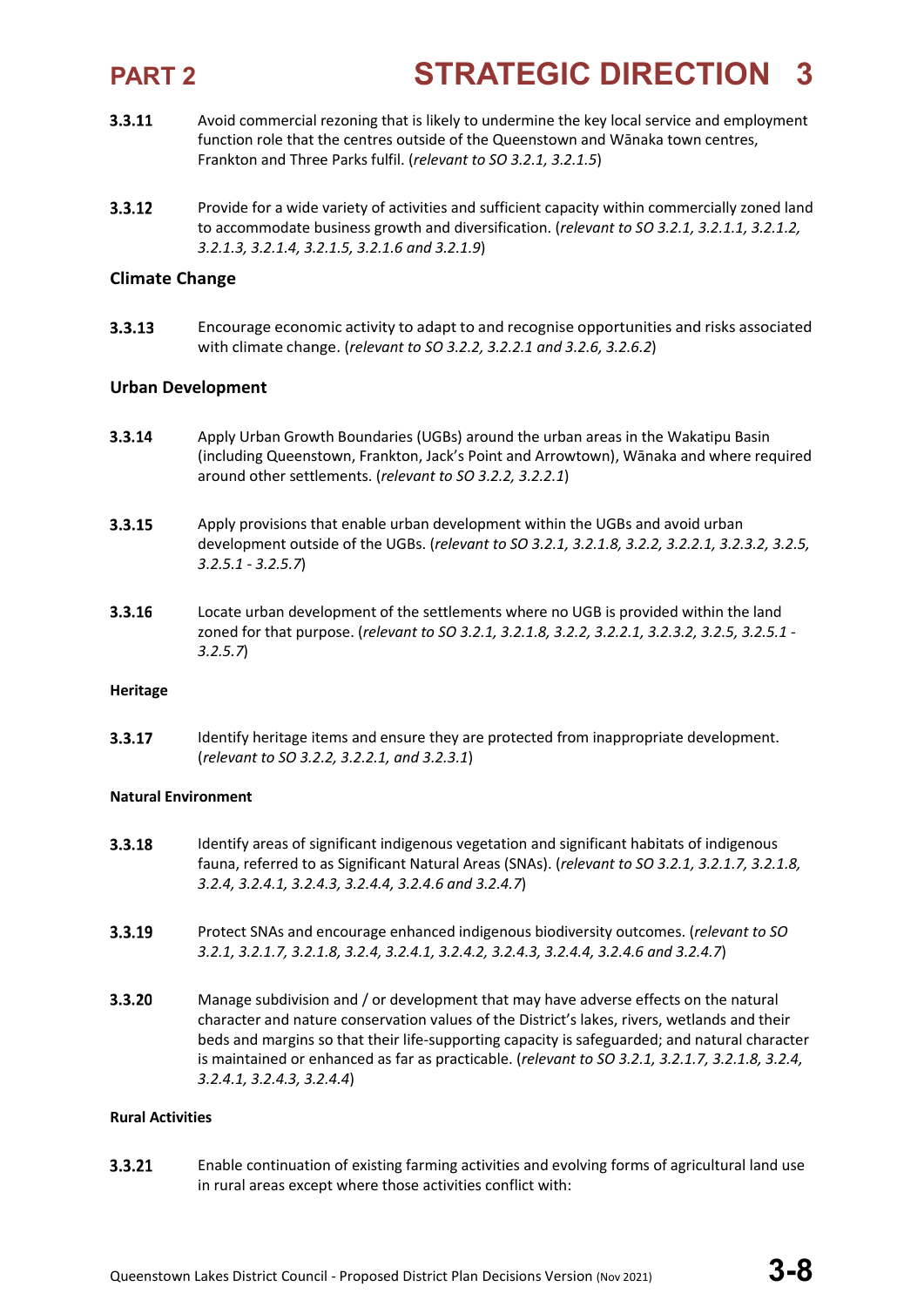**3.3.11** Avoid commercial rezoning that is likely to undermine the key local service and employment function role that the centres outside of the Queenstown and Wānaka town centres, Frankton and Three Parks fulfil. (*relevant to SO 3.2.1, 3.2.1.5*)

**3.3.12** Provide for a wide variety of activities and sufficient capacity within commercially zoned land to accommodate business growth and diversification. (*relevant to SO 3.2.1, 3.2.1.1, 3.2.1.2, 3.2.1.3, 3.2.1.4, 3.2.1.5, 3.2.1.6 and 3.2.1.9*)

### Climate Change

**3.3.13** Encourage economic activity to adapt to and recognise opportunities and risks associated with climate change. (*relevant to SO 3.2.2, 3.2.2.1 and 3.2.6, 3.2.6.2*)

### Urban Development

**3.3.14** Apply Urban Growth Boundaries (UGBs) around the urban areas in the Wakatipu Basin (including Queenstown, Frankton, Jack's Point and Arrowtown), Wānaka and where required around other settlements. (*relevant to SO 3.2.2, 3.2.2.1*)

**3.3.15** Apply provisions that enable urban development within the UGBs and avoid urban development outside of the UGBs. (*relevant to SO 3.2.1, 3.2.1.8, 3.2.2, 3.2.2.1, 3.2.3.2, 3.2.5, 3.2.5.1 - 3.2.5.7*)

**3.3.16** Locate urban development of the settlements where no UGB is provided within the land zoned for that purpose. (*relevant to SO 3.2.1, 3.2.1.8, 3.2.2, 3.2.2.1, 3.2.3.2, 3.2.5, 3.2.5.1 - 3.2.5.7*)

#### Heritage

**3.3.17** Identify heritage items and ensure they are protected from inappropriate development. (*relevant to SO 3.2.2, 3.2.2.1, and 3.2.3.1*)

#### Natural Environment

**3.3.18** Identify areas of significant indigenous vegetation and significant habitats of indigenous fauna, referred to as Significant Natural Areas (SNAs). (*relevant to SO 3.2.1, 3.2.1.7, 3.2.1.8, 3.2.4, 3.2.4.1, 3.2.4.3, 3.2.4.4, 3.2.4.6 and 3.2.4.7*)

**3.3.19** Protect SNAs and encourage enhanced indigenous biodiversity outcomes. (*relevant to SO 3.2.1, 3.2.1.7, 3.2.1.8, 3.2.4, 3.2.4.1, 3.2.4.2, 3.2.4.3, 3.2.4.4, 3.2.4.6 and 3.2.4.7*)

**3.3.20** Manage subdivision and / or development that may have adverse effects on the natural character and nature conservation values of the District's lakes, rivers, wetlands and their beds and margins so that their life-supporting capacity is safeguarded; and natural character is maintained or enhanced as far as practicable. (*relevant to SO 3.2.1, 3.2.1.7, 3.2.1.8, 3.2.4, 3.2.4.1, 3.2.4.3, 3.2.4.4*)

#### Rural Activities

**3.3.21** Enable continuation of existing farming activities and evolving forms of agricultural land use in rural areas except where those activities conflict with: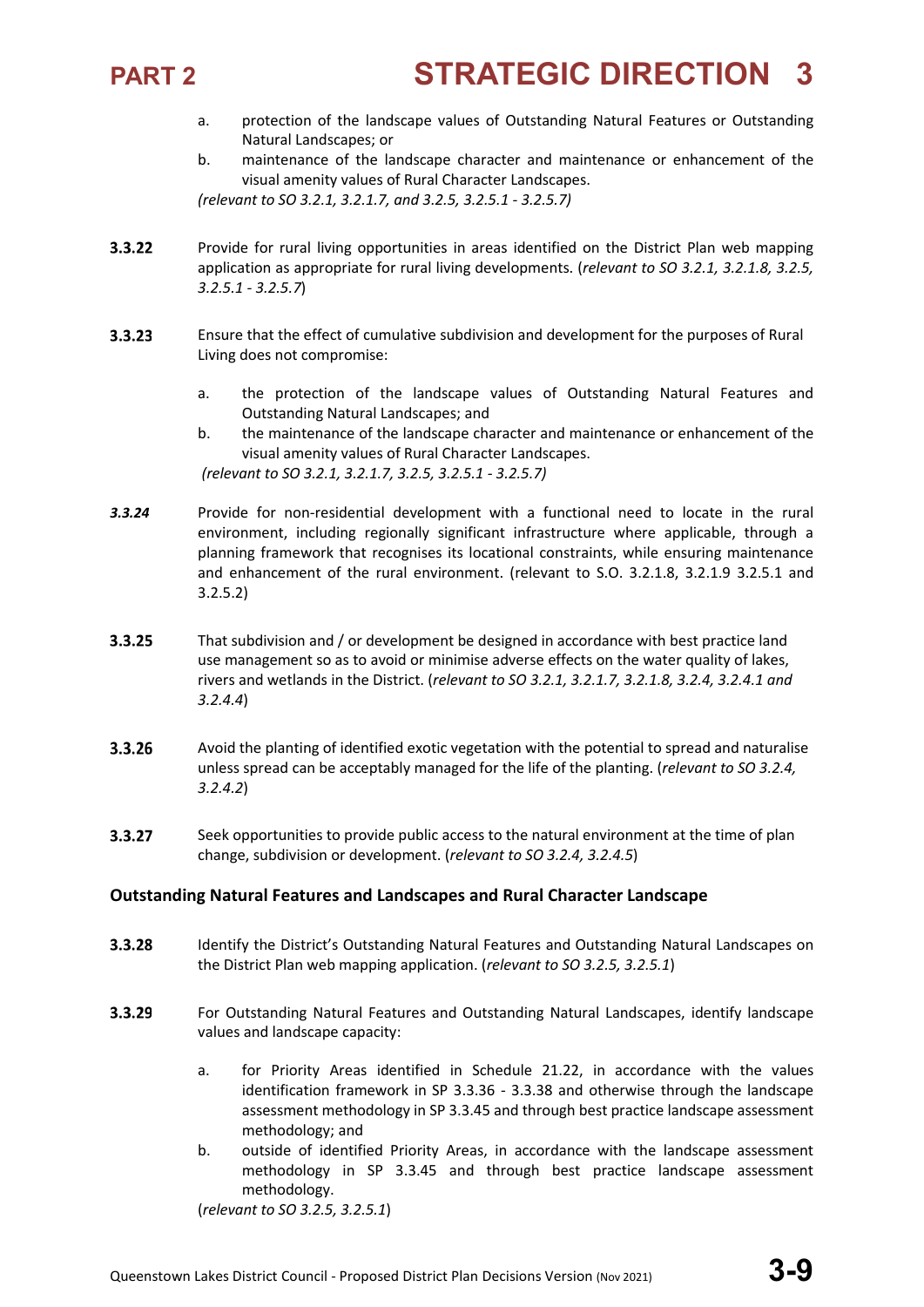a. protection of the landscape values of Outstanding Natural Features or Outstanding Natural Landscapes; or
b. maintenance of the landscape character and maintenance or enhancement of the visual amenity values of Rural Character Landscapes.

*(relevant to SO 3.2.1, 3.2.1.7, and 3.2.5, 3.2.5.1 - 3.2.5.7)*

**3.3.22** Provide for rural living opportunities in areas identified on the District Plan web mapping application as appropriate for rural living developments. (*relevant to SO 3.2.1, 3.2.1.8, 3.2.5, 3.2.5.1 - 3.2.5.7*)

**3.3.23** Ensure that the effect of cumulative subdivision and development for the purposes of Rural Living does not compromise:

a. the protection of the landscape values of Outstanding Natural Features and Outstanding Natural Landscapes; and
b. the maintenance of the landscape character and maintenance or enhancement of the visual amenity values of Rural Character Landscapes.

*(relevant to SO 3.2.1, 3.2.1.7, 3.2.5, 3.2.5.1 - 3.2.5.7)*

***3.3.24*** Provide for non-residential development with a functional need to locate in the rural environment, including regionally significant infrastructure where applicable, through a planning framework that recognises its locational constraints, while ensuring maintenance and enhancement of the rural environment. (relevant to S.O. 3.2.1.8, 3.2.1.9 3.2.5.1 and 3.2.5.2)

**3.3.25** That subdivision and / or development be designed in accordance with best practice land use management so as to avoid or minimise adverse effects on the water quality of lakes, rivers and wetlands in the District. (*relevant to SO 3.2.1, 3.2.1.7, 3.2.1.8, 3.2.4, 3.2.4.1 and 3.2.4.4*)

**3.3.26** Avoid the planting of identified exotic vegetation with the potential to spread and naturalise unless spread can be acceptably managed for the life of the planting. (*relevant to SO 3.2.4, 3.2.4.2*)

**3.3.27** Seek opportunities to provide public access to the natural environment at the time of plan change, subdivision or development. (*relevant to SO 3.2.4, 3.2.4.5*)

### Outstanding Natural Features and Landscapes and Rural Character Landscape

**3.3.28** Identify the District's Outstanding Natural Features and Outstanding Natural Landscapes on the District Plan web mapping application. (*relevant to SO 3.2.5, 3.2.5.1*)

**3.3.29** For Outstanding Natural Features and Outstanding Natural Landscapes, identify landscape values and landscape capacity:

a. for Priority Areas identified in Schedule 21.22, in accordance with the values identification framework in SP 3.3.36 - 3.3.38 and otherwise through the landscape assessment methodology in SP 3.3.45 and through best practice landscape assessment methodology; and
b. outside of identified Priority Areas, in accordance with the landscape assessment methodology in SP 3.3.45 and through best practice landscape assessment methodology.

(*relevant to SO 3.2.5, 3.2.5.1*)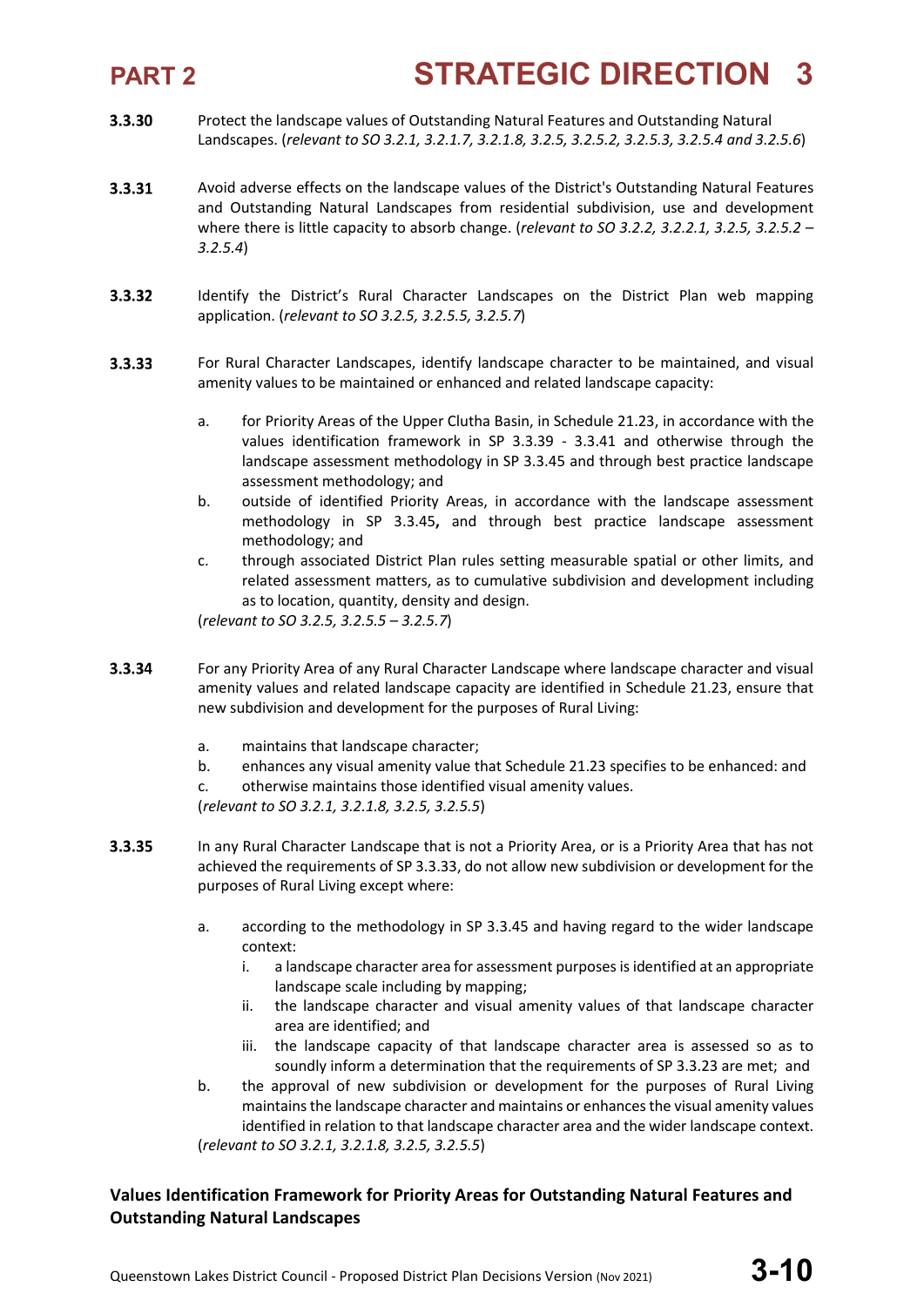**3.3.30** Protect the landscape values of Outstanding Natural Features and Outstanding Natural Landscapes. (*relevant to SO 3.2.1, 3.2.1.7, 3.2.1.8, 3.2.5, 3.2.5.2, 3.2.5.3, 3.2.5.4 and 3.2.5.6*)

**3.3.31** Avoid adverse effects on the landscape values of the District's Outstanding Natural Features and Outstanding Natural Landscapes from residential subdivision, use and development where there is little capacity to absorb change. (*relevant to SO 3.2.2, 3.2.2.1, 3.2.5, 3.2.5.2 – 3.2.5.4*)

**3.3.32** Identify the District's Rural Character Landscapes on the District Plan web mapping application. (*relevant to SO 3.2.5, 3.2.5.5, 3.2.5.7*)

**3.3.33** For Rural Character Landscapes, identify landscape character to be maintained, and visual amenity values to be maintained or enhanced and related landscape capacity:

a. for Priority Areas of the Upper Clutha Basin, in Schedule 21.23, in accordance with the values identification framework in SP 3.3.39 - 3.3.41 and otherwise through the landscape assessment methodology in SP 3.3.45 and through best practice landscape assessment methodology; and
b. outside of identified Priority Areas, in accordance with the landscape assessment methodology in SP 3.3.45**,** and through best practice landscape assessment methodology; and
c. through associated District Plan rules setting measurable spatial or other limits, and related assessment matters, as to cumulative subdivision and development including as to location, quantity, density and design.

(*relevant to SO 3.2.5, 3.2.5.5 – 3.2.5.7*)

**3.3.34** For any Priority Area of any Rural Character Landscape where landscape character and visual amenity values and related landscape capacity are identified in Schedule 21.23, ensure that new subdivision and development for the purposes of Rural Living:

a. maintains that landscape character;
b. enhances any visual amenity value that Schedule 21.23 specifies to be enhanced: and
c. otherwise maintains those identified visual amenity values.

(*relevant to SO 3.2.1, 3.2.1.8, 3.2.5, 3.2.5.5*)

**3.3.35** In any Rural Character Landscape that is not a Priority Area, or is a Priority Area that has not achieved the requirements of SP 3.3.33, do not allow new subdivision or development for the purposes of Rural Living except where:

a. according to the methodology in SP 3.3.45 and having regard to the wider landscape context:
    i. a landscape character area for assessment purposes is identified at an appropriate landscape scale including by mapping;
    ii. the landscape character and visual amenity values of that landscape character area are identified; and
    iii. the landscape capacity of that landscape character area is assessed so as to soundly inform a determination that the requirements of SP 3.3.23 are met; and
b. the approval of new subdivision or development for the purposes of Rural Living maintains the landscape character and maintains or enhances the visual amenity values identified in relation to that landscape character area and the wider landscape context.

(*relevant to SO 3.2.1, 3.2.1.8, 3.2.5, 3.2.5.5*)

### Values Identification Framework for Priority Areas for Outstanding Natural Features and Outstanding Natural Landscapes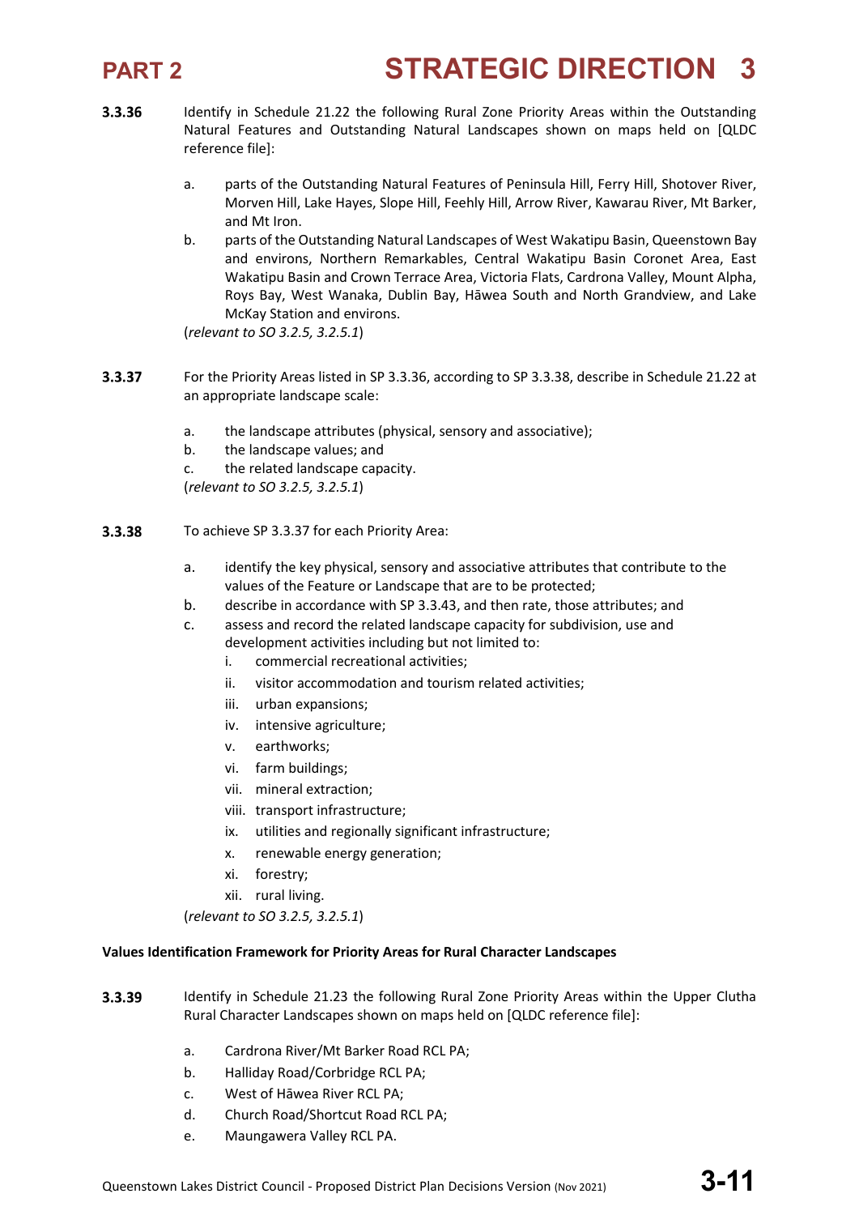**3.3.36** Identify in Schedule 21.22 the following Rural Zone Priority Areas within the Outstanding Natural Features and Outstanding Natural Landscapes shown on maps held on [QLDC reference file]:

a. parts of the Outstanding Natural Features of Peninsula Hill, Ferry Hill, Shotover River, Morven Hill, Lake Hayes, Slope Hill, Feehly Hill, Arrow River, Kawarau River, Mt Barker, and Mt Iron.

b. parts of the Outstanding Natural Landscapes of West Wakatipu Basin, Queenstown Bay and environs, Northern Remarkables, Central Wakatipu Basin Coronet Area, East Wakatipu Basin and Crown Terrace Area, Victoria Flats, Cardrona Valley, Mount Alpha, Roys Bay, West Wanaka, Dublin Bay, Hāwea South and North Grandview, and Lake McKay Station and environs.

(*relevant to SO 3.2.5, 3.2.5.1*)

**3.3.37** For the Priority Areas listed in SP 3.3.36, according to SP 3.3.38, describe in Schedule 21.22 at an appropriate landscape scale:

a. the landscape attributes (physical, sensory and associative);

b. the landscape values; and

c. the related landscape capacity.

(*relevant to SO 3.2.5, 3.2.5.1*)

**3.3.38** To achieve SP 3.3.37 for each Priority Area:

a. identify the key physical, sensory and associative attributes that contribute to the values of the Feature or Landscape that are to be protected;

b. describe in accordance with SP 3.3.43, and then rate, those attributes; and

c. assess and record the related landscape capacity for subdivision, use and development activities including but not limited to:
   - i. commercial recreational activities;
   - ii. visitor accommodation and tourism related activities;
   - iii. urban expansions;
   - iv. intensive agriculture;
   - v. earthworks;
   - vi. farm buildings;
   - vii. mineral extraction;
   - viii. transport infrastructure;
   - ix. utilities and regionally significant infrastructure;
   - x. renewable energy generation;
   - xi. forestry;
   - xii. rural living.

(*relevant to SO 3.2.5, 3.2.5.1*)

**Values Identification Framework for Priority Areas for Rural Character Landscapes**

**3.3.39** Identify in Schedule 21.23 the following Rural Zone Priority Areas within the Upper Clutha Rural Character Landscapes shown on maps held on [QLDC reference file]:

a. Cardrona River/Mt Barker Road RCL PA;

b. Halliday Road/Corbridge RCL PA;

c. West of Hāwea River RCL PA;

d. Church Road/Shortcut Road RCL PA;

e. Maungawera Valley RCL PA.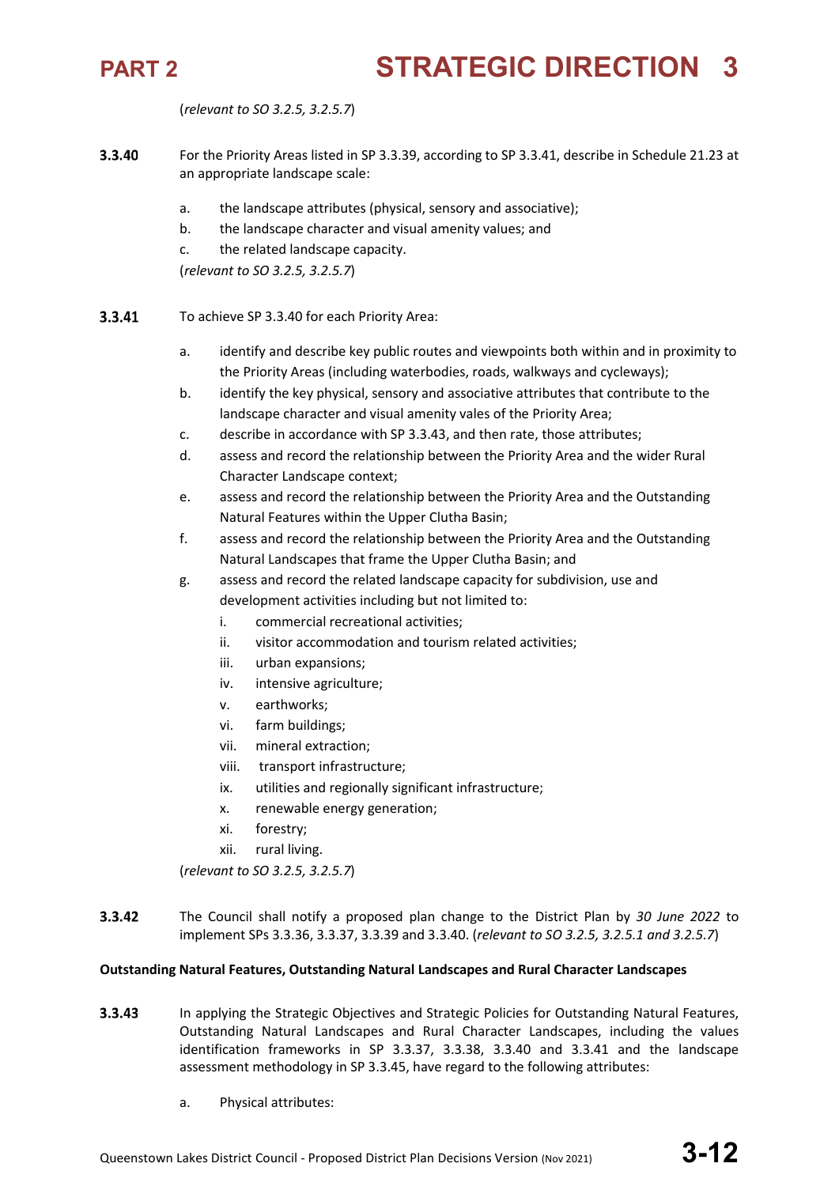(*relevant to SO 3.2.5, 3.2.5.7*)

**3.3.40** For the Priority Areas listed in SP 3.3.39, according to SP 3.3.41, describe in Schedule 21.23 at an appropriate landscape scale:

a. the landscape attributes (physical, sensory and associative);

b. the landscape character and visual amenity values; and

c. the related landscape capacity.

(*relevant to SO 3.2.5, 3.2.5.7*)

**3.3.41** To achieve SP 3.3.40 for each Priority Area:

a. identify and describe key public routes and viewpoints both within and in proximity to the Priority Areas (including waterbodies, roads, walkways and cycleways);

b. identify the key physical, sensory and associative attributes that contribute to the landscape character and visual amenity vales of the Priority Area;

c. describe in accordance with SP 3.3.43, and then rate, those attributes;

d. assess and record the relationship between the Priority Area and the wider Rural Character Landscape context;

e. assess and record the relationship between the Priority Area and the Outstanding Natural Features within the Upper Clutha Basin;

f. assess and record the relationship between the Priority Area and the Outstanding Natural Landscapes that frame the Upper Clutha Basin; and

g. assess and record the related landscape capacity for subdivision, use and development activities including but not limited to:

   i. commercial recreational activities;

   ii. visitor accommodation and tourism related activities;

   iii. urban expansions;

   iv. intensive agriculture;

   v. earthworks;

   vi. farm buildings;

   vii. mineral extraction;

   viii. transport infrastructure;

   ix. utilities and regionally significant infrastructure;

   x. renewable energy generation;

   xi. forestry;

   xii. rural living.

(*relevant to SO 3.2.5, 3.2.5.7*)

**3.3.42** The Council shall notify a proposed plan change to the District Plan by *30 June 2022* to implement SPs 3.3.36, 3.3.37, 3.3.39 and 3.3.40. (*relevant to SO 3.2.5, 3.2.5.1 and 3.2.5.7*)

**Outstanding Natural Features, Outstanding Natural Landscapes and Rural Character Landscapes**

**3.3.43** In applying the Strategic Objectives and Strategic Policies for Outstanding Natural Features, Outstanding Natural Landscapes and Rural Character Landscapes, including the values identification frameworks in SP 3.3.37, 3.3.38, 3.3.40 and 3.3.41 and the landscape assessment methodology in SP 3.3.45, have regard to the following attributes:

a. Physical attributes: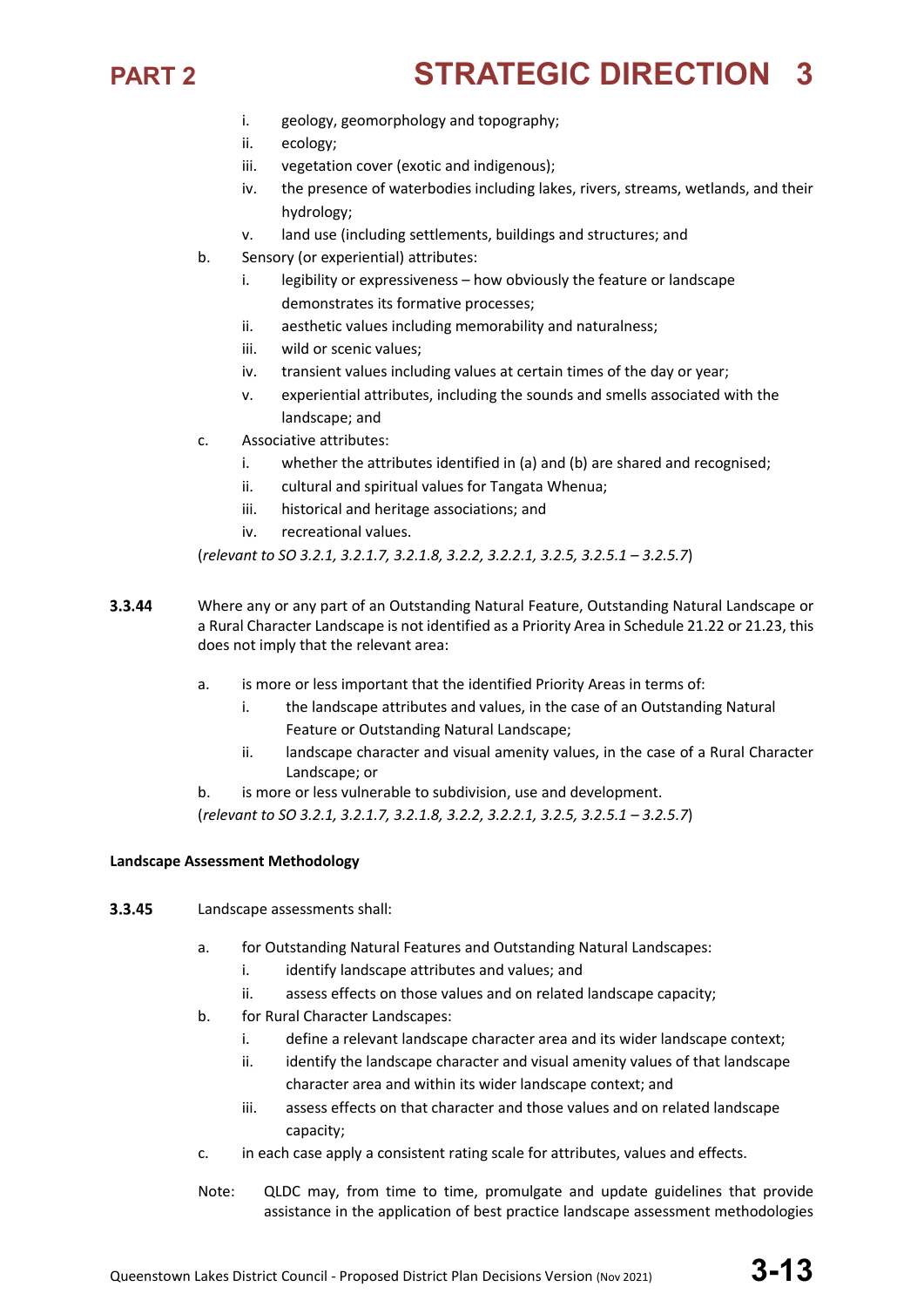i. geology, geomorphology and topography;
   ii. ecology;
   iii. vegetation cover (exotic and indigenous);
   iv. the presence of waterbodies including lakes, rivers, streams, wetlands, and their hydrology;
   v. land use (including settlements, buildings and structures; and

b. Sensory (or experiential) attributes:
   i. legibility or expressiveness – how obviously the feature or landscape demonstrates its formative processes;
   ii. aesthetic values including memorability and naturalness;
   iii. wild or scenic values;
   iv. transient values including values at certain times of the day or year;
   v. experiential attributes, including the sounds and smells associated with the landscape; and

c. Associative attributes:
   i. whether the attributes identified in (a) and (b) are shared and recognised;
   ii. cultural and spiritual values for Tangata Whenua;
   iii. historical and heritage associations; and
   iv. recreational values.

(*relevant to SO 3.2.1, 3.2.1.7, 3.2.1.8, 3.2.2, 3.2.2.1, 3.2.5, 3.2.5.1 – 3.2.5.7*)

**3.3.44** Where any or any part of an Outstanding Natural Feature, Outstanding Natural Landscape or a Rural Character Landscape is not identified as a Priority Area in Schedule 21.22 or 21.23, this does not imply that the relevant area:

a. is more or less important that the identified Priority Areas in terms of:
   i. the landscape attributes and values, in the case of an Outstanding Natural Feature or Outstanding Natural Landscape;
   ii. landscape character and visual amenity values, in the case of a Rural Character Landscape; or

b. is more or less vulnerable to subdivision, use and development.

(*relevant to SO 3.2.1, 3.2.1.7, 3.2.1.8, 3.2.2, 3.2.2.1, 3.2.5, 3.2.5.1 – 3.2.5.7*)

**Landscape Assessment Methodology**

**3.3.45** Landscape assessments shall:

a. for Outstanding Natural Features and Outstanding Natural Landscapes:
   i. identify landscape attributes and values; and
   ii. assess effects on those values and on related landscape capacity;

b. for Rural Character Landscapes:
   i. define a relevant landscape character area and its wider landscape context;
   ii. identify the landscape character and visual amenity values of that landscape character area and within its wider landscape context; and
   iii. assess effects on that character and those values and on related landscape capacity;

c. in each case apply a consistent rating scale for attributes, values and effects.

Note: QLDC may, from time to time, promulgate and update guidelines that provide assistance in the application of best practice landscape assessment methodologies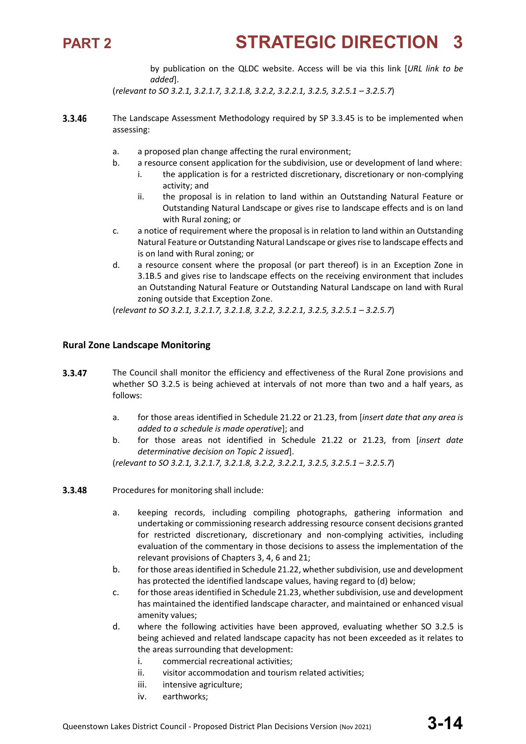by publication on the QLDC website. Access will be via this link [*URL link to be added*].

(*relevant to SO 3.2.1, 3.2.1.7, 3.2.1.8, 3.2.2, 3.2.2.1, 3.2.5, 3.2.5.1 – 3.2.5.7*)

**3.3.46** The Landscape Assessment Methodology required by SP 3.3.45 is to be implemented when assessing:

a. a proposed plan change affecting the rural environment;
b. a resource consent application for the subdivision, use or development of land where:
   i. the application is for a restricted discretionary, discretionary or non-complying activity; and
   ii. the proposal is in relation to land within an Outstanding Natural Feature or Outstanding Natural Landscape or gives rise to landscape effects and is on land with Rural zoning; or
c. a notice of requirement where the proposal is in relation to land within an Outstanding Natural Feature or Outstanding Natural Landscape or gives rise to landscape effects and is on land with Rural zoning; or
d. a resource consent where the proposal (or part thereof) is in an Exception Zone in 3.1B.5 and gives rise to landscape effects on the receiving environment that includes an Outstanding Natural Feature or Outstanding Natural Landscape on land with Rural zoning outside that Exception Zone.

(*relevant to SO 3.2.1, 3.2.1.7, 3.2.1.8, 3.2.2, 3.2.2.1, 3.2.5, 3.2.5.1 – 3.2.5.7*)

### Rural Zone Landscape Monitoring

**3.3.47** The Council shall monitor the efficiency and effectiveness of the Rural Zone provisions and whether SO 3.2.5 is being achieved at intervals of not more than two and a half years, as follows:

a. for those areas identified in Schedule 21.22 or 21.23, from [*insert date that any area is added to a schedule is made operative*]; and
b. for those areas not identified in Schedule 21.22 or 21.23, from [*insert date determinative decision on Topic 2 issued*].

(*relevant to SO 3.2.1, 3.2.1.7, 3.2.1.8, 3.2.2, 3.2.2.1, 3.2.5, 3.2.5.1 – 3.2.5.7*)

**3.3.48** Procedures for monitoring shall include:

a. keeping records, including compiling photographs, gathering information and undertaking or commissioning research addressing resource consent decisions granted for restricted discretionary, discretionary and non-complying activities, including evaluation of the commentary in those decisions to assess the implementation of the relevant provisions of Chapters 3, 4, 6 and 21;
b. for those areas identified in Schedule 21.22, whether subdivision, use and development has protected the identified landscape values, having regard to (d) below;
c. for those areas identified in Schedule 21.23, whether subdivision, use and development has maintained the identified landscape character, and maintained or enhanced visual amenity values;
d. where the following activities have been approved, evaluating whether SO 3.2.5 is being achieved and related landscape capacity has not been exceeded as it relates to the areas surrounding that development:
   i. commercial recreational activities;
   ii. visitor accommodation and tourism related activities;
   iii. intensive agriculture;
   iv. earthworks;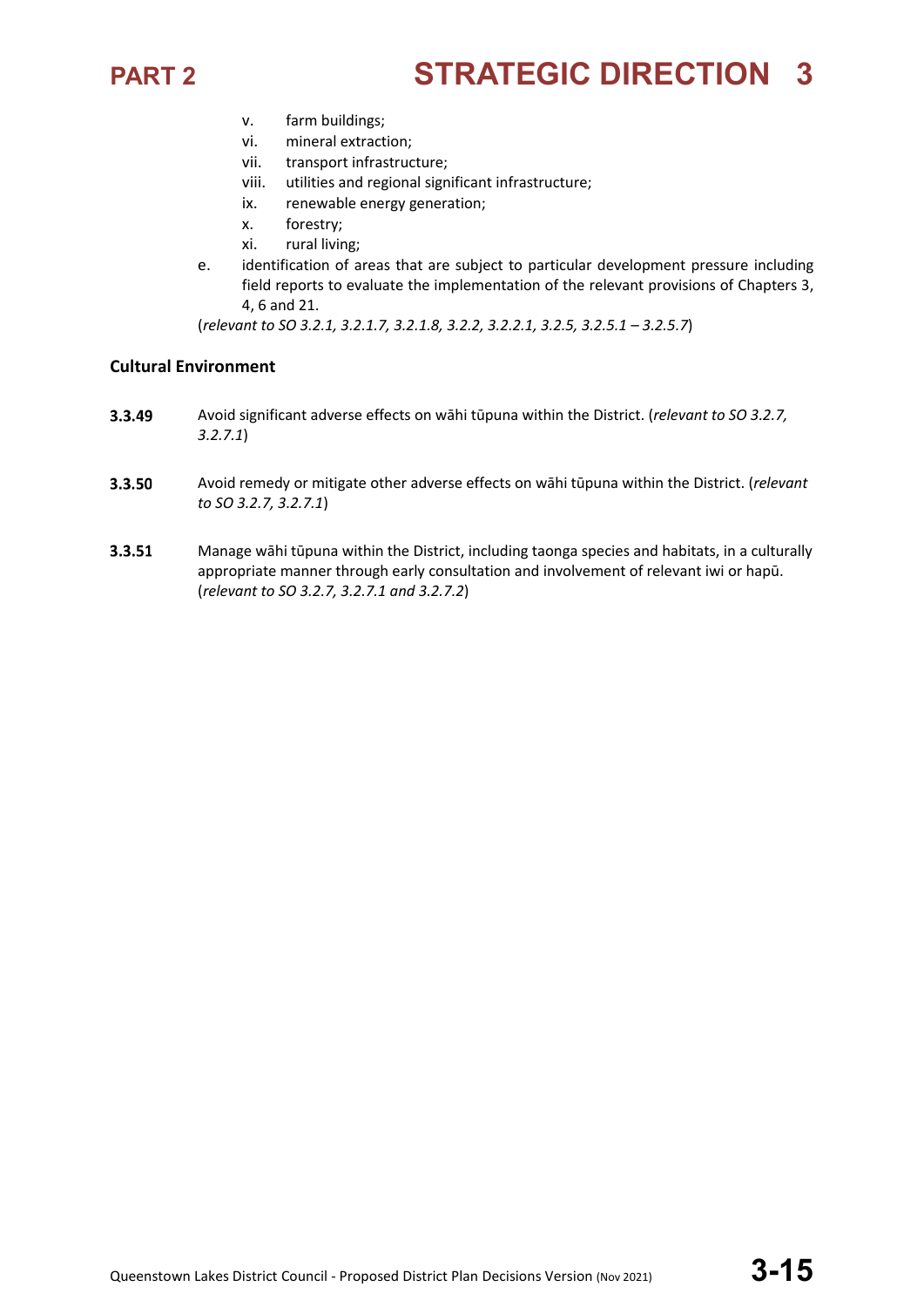v. farm buildings;
   vi. mineral extraction;
   vii. transport infrastructure;
   viii. utilities and regional significant infrastructure;
   ix. renewable energy generation;
   x. forestry;
   xi. rural living;

e. identification of areas that are subject to particular development pressure including field reports to evaluate the implementation of the relevant provisions of Chapters 3, 4, 6 and 21.

(*relevant to SO 3.2.1, 3.2.1.7, 3.2.1.8, 3.2.2, 3.2.2.1, 3.2.5, 3.2.5.1 – 3.2.5.7*)

### Cultural Environment

**3.3.49** Avoid significant adverse effects on wāhi tūpuna within the District. (*relevant to SO 3.2.7, 3.2.7.1*)

**3.3.50** Avoid remedy or mitigate other adverse effects on wāhi tūpuna within the District. (*relevant to SO 3.2.7, 3.2.7.1*)

**3.3.51** Manage wāhi tūpuna within the District, including taonga species and habitats, in a culturally appropriate manner through early consultation and involvement of relevant iwi or hapū. (*relevant to SO 3.2.7, 3.2.7.1 and 3.2.7.2*)